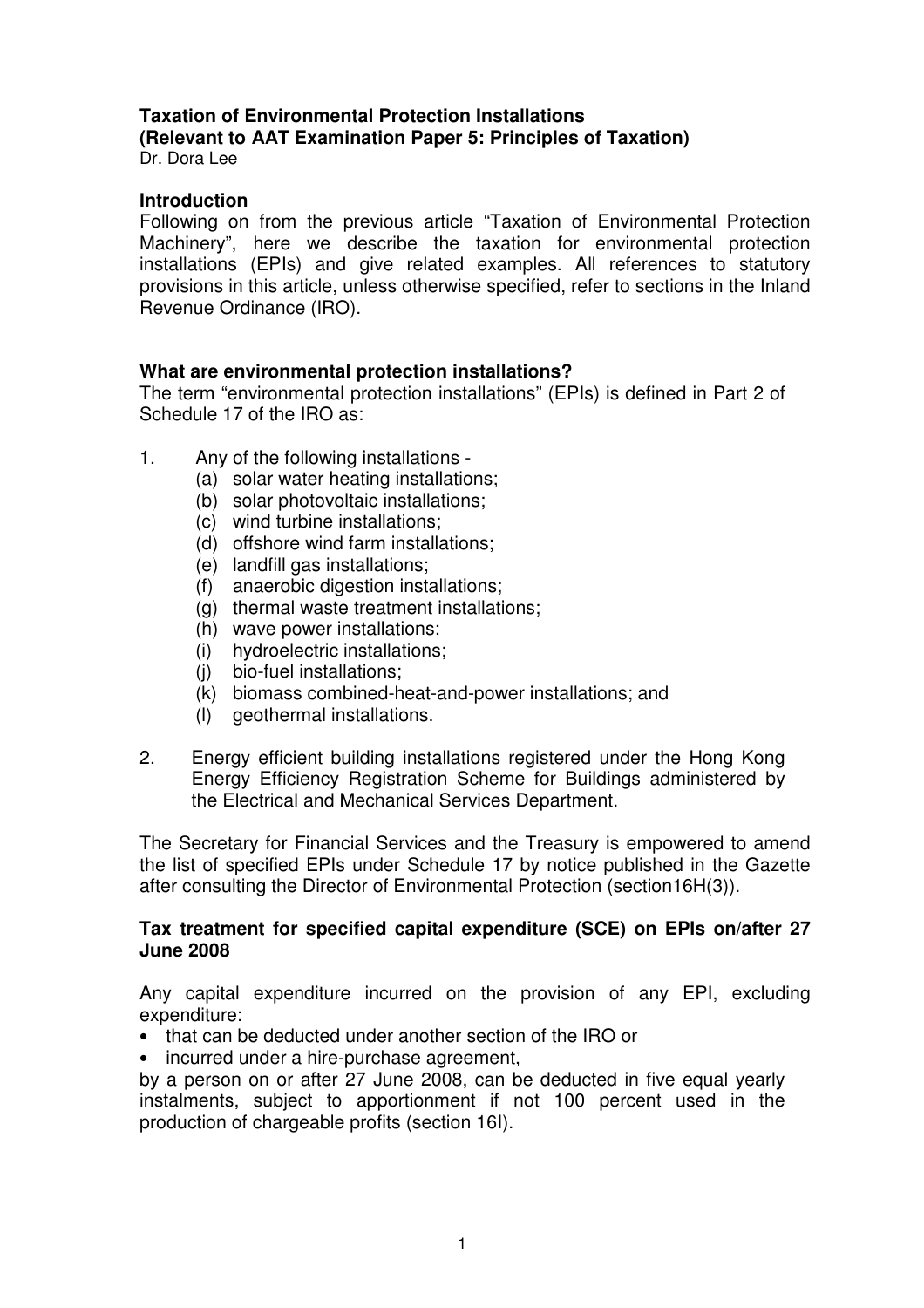# Taxation of Environmental Protection Installations

**(Relevant to AAT Examination Paper 5: Principles of Taxation)**

Dr. Dora Lee

## Introduction

Following on from the previous article "Taxation of Environmental Protection Machinery", here we describe the taxation for environmental protection installations (EPIs) and give related examples. All references to statutory provisions in this article, unless otherwise specified, refer to sections in the Inland Revenue Ordinance (IRO).

## What are environmental protection installations?

The term "environmental protection installations" (EPIs) is defined in Part 2 of Schedule 17 of the IRO as:

1. Any of the following installations -
   - (a) solar water heating installations;
   - (b) solar photovoltaic installations;
   - (c) wind turbine installations;
   - (d) offshore wind farm installations;
   - (e) landfill gas installations;
   - (f) anaerobic digestion installations;
   - (g) thermal waste treatment installations;
   - (h) wave power installations;
   - (i) hydroelectric installations;
   - (j) bio-fuel installations;
   - (k) biomass combined-heat-and-power installations; and
   - (l) geothermal installations.
2. Energy efficient building installations registered under the Hong Kong Energy Efficiency Registration Scheme for Buildings administered by the Electrical and Mechanical Services Department.

The Secretary for Financial Services and the Treasury is empowered to amend the list of specified EPIs under Schedule 17 by notice published in the Gazette after consulting the Director of Environmental Protection (section16H(3)).

## Tax treatment for specified capital expenditure (SCE) on EPIs on/after 27 June 2008

Any capital expenditure incurred on the provision of any EPI, excluding expenditure:

- that can be deducted under another section of the IRO or
- incurred under a hire-purchase agreement,

by a person on or after 27 June 2008, can be deducted in five equal yearly instalments, subject to apportionment if not 100 percent used in the production of chargeable profits (section 16I).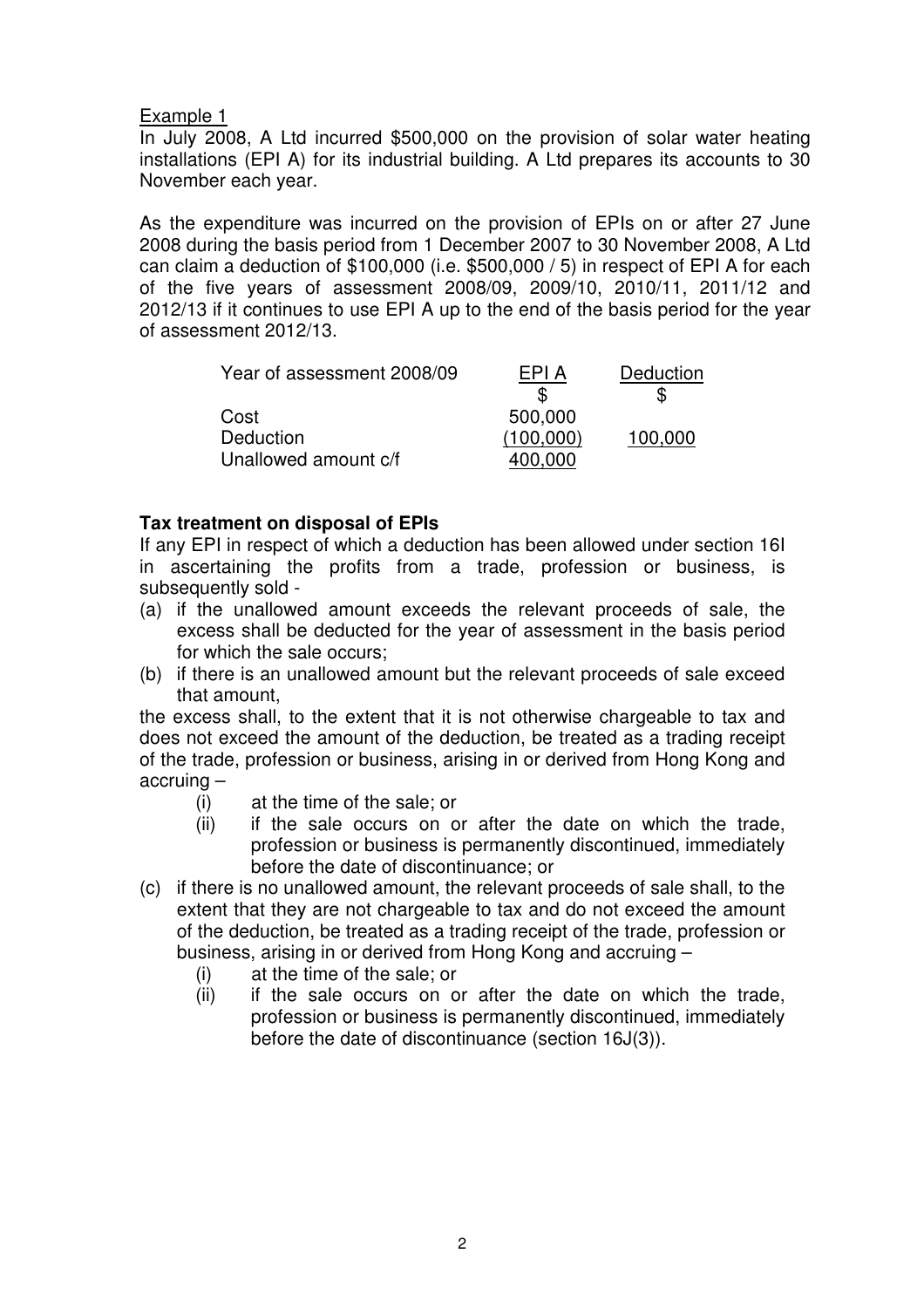Example 1

In July 2008, A Ltd incurred $500,000 on the provision of solar water heating installations (EPI A) for its industrial building. A Ltd prepares its accounts to 30 November each year.

As the expenditure was incurred on the provision of EPIs on or after 27 June 2008 during the basis period from 1 December 2007 to 30 November 2008, A Ltd can claim a deduction of $100,000 (i.e. $500,000 / 5) in respect of EPI A for each of the five years of assessment 2008/09, 2009/10, 2010/11, 2011/12 and 2012/13 if it continues to use EPI A up to the end of the basis period for the year of assessment 2012/13.

| Year of assessment 2008/09 | EPI A | Deduction |
|---|---|---|
| | $ | $ |
| Cost | 500,000 | |
| Deduction | (100,000) | 100,000 |
| Unallowed amount c/f | 400,000 | |

**Tax treatment on disposal of EPIs**

If any EPI in respect of which a deduction has been allowed under section 16I in ascertaining the profits from a trade, profession or business, is subsequently sold -

(a) if the unallowed amount exceeds the relevant proceeds of sale, the excess shall be deducted for the year of assessment in the basis period for which the sale occurs;

(b) if there is an unallowed amount but the relevant proceeds of sale exceed that amount,

the excess shall, to the extent that it is not otherwise chargeable to tax and does not exceed the amount of the deduction, be treated as a trading receipt of the trade, profession or business, arising in or derived from Hong Kong and accruing –

- (i) at the time of the sale; or
- (ii) if the sale occurs on or after the date on which the trade, profession or business is permanently discontinued, immediately before the date of discontinuance; or

(c) if there is no unallowed amount, the relevant proceeds of sale shall, to the extent that they are not chargeable to tax and do not exceed the amount of the deduction, be treated as a trading receipt of the trade, profession or business, arising in or derived from Hong Kong and accruing –

- (i) at the time of the sale; or
- (ii) if the sale occurs on or after the date on which the trade, profession or business is permanently discontinued, immediately before the date of discontinuance (section 16J(3)).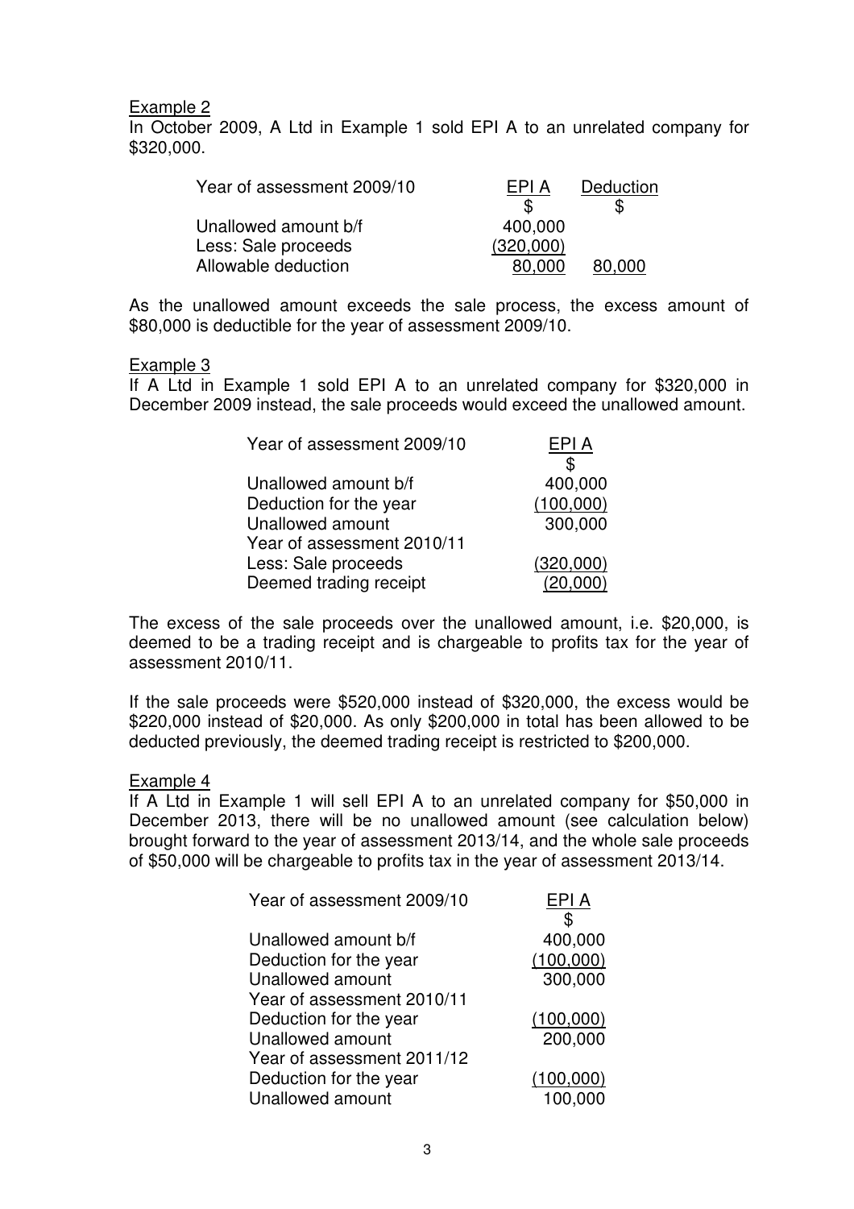Example 2

In October 2009, A Ltd in Example 1 sold EPI A to an unrelated company for \$320,000.

| Year of assessment 2009/10 | EPI A | Deduction |
|---|---|---|
| | \$ | \$ |
| Unallowed amount b/f | 400,000 | |
| Less: Sale proceeds | (320,000) | |
| Allowable deduction | 80,000 | 80,000 |

As the unallowed amount exceeds the sale process, the excess amount of \$80,000 is deductible for the year of assessment 2009/10.

Example 3

If A Ltd in Example 1 sold EPI A to an unrelated company for \$320,000 in December 2009 instead, the sale proceeds would exceed the unallowed amount.

| Year of assessment 2009/10 | EPI A |
|---|---|
| | \$ |
| Unallowed amount b/f | 400,000 |
| Deduction for the year | (100,000) |
| Unallowed amount | 300,000 |
| Year of assessment 2010/11 | |
| Less: Sale proceeds | (320,000) |
| Deemed trading receipt | (20,000) |

The excess of the sale proceeds over the unallowed amount, i.e. \$20,000, is deemed to be a trading receipt and is chargeable to profits tax for the year of assessment 2010/11.

If the sale proceeds were \$520,000 instead of \$320,000, the excess would be \$220,000 instead of \$20,000. As only \$200,000 in total has been allowed to be deducted previously, the deemed trading receipt is restricted to \$200,000.

Example 4

If A Ltd in Example 1 will sell EPI A to an unrelated company for \$50,000 in December 2013, there will be no unallowed amount (see calculation below) brought forward to the year of assessment 2013/14, and the whole sale proceeds of \$50,000 will be chargeable to profits tax in the year of assessment 2013/14.

| Year of assessment 2009/10 | EPI A |
|---|---|
| | \$ |
| Unallowed amount b/f | 400,000 |
| Deduction for the year | (100,000) |
| Unallowed amount | 300,000 |
| Year of assessment 2010/11 | |
| Deduction for the year | (100,000) |
| Unallowed amount | 200,000 |
| Year of assessment 2011/12 | |
| Deduction for the year | (100,000) |
| Unallowed amount | 100,000 |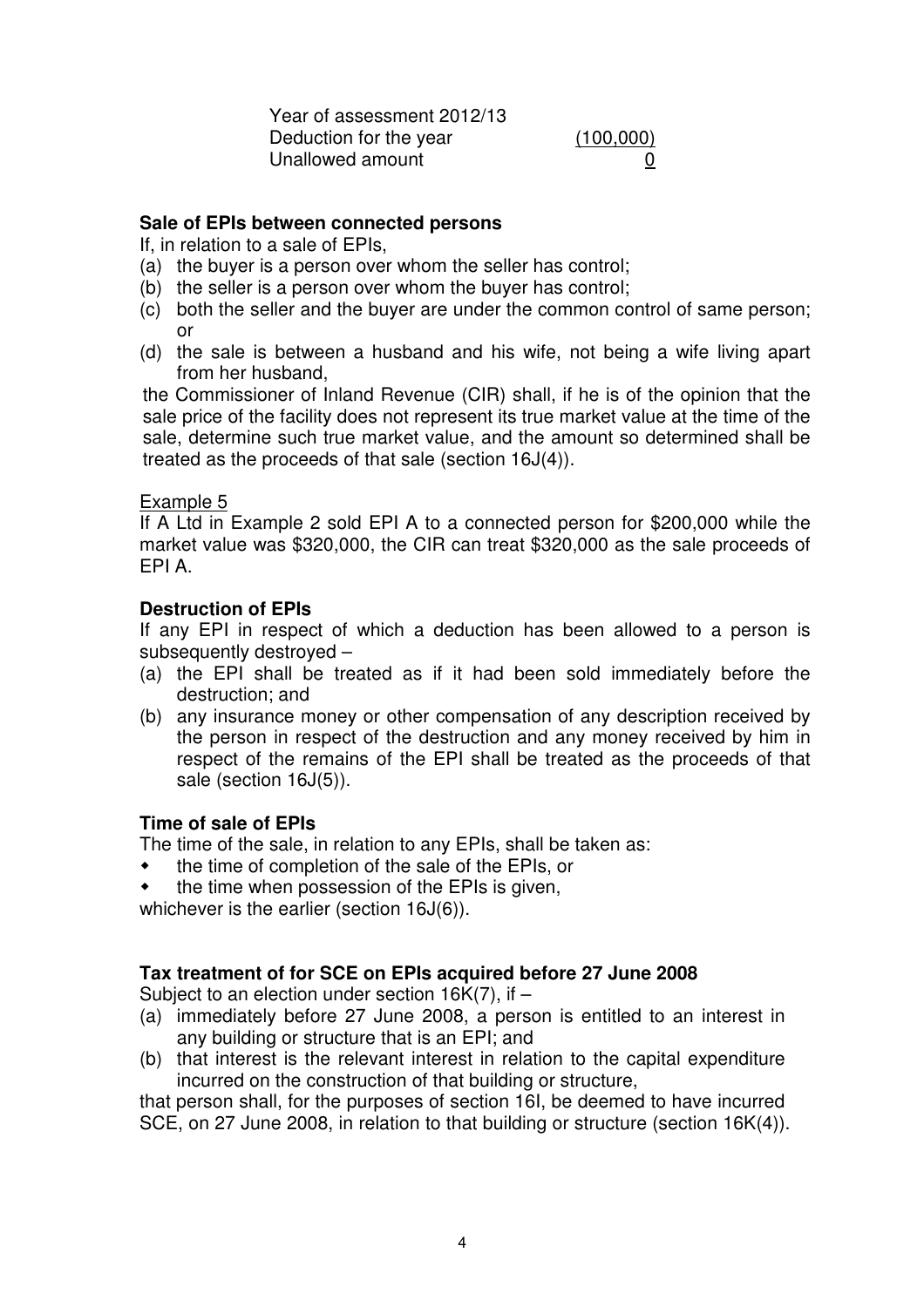| Year of assessment 2012/13 | |
| --- | --- |
| Deduction for the year | (100,000) |
| Unallowed amount | 0 |

**Sale of EPIs between connected persons**

If, in relation to a sale of EPIs,

(a) the buyer is a person over whom the seller has control;
(b) the seller is a person over whom the buyer has control;
(c) both the seller and the buyer are under the common control of same person; or
(d) the sale is between a husband and his wife, not being a wife living apart from her husband,

the Commissioner of Inland Revenue (CIR) shall, if he is of the opinion that the sale price of the facility does not represent its true market value at the time of the sale, determine such true market value, and the amount so determined shall be treated as the proceeds of that sale (section 16J(4)).

Example 5

If A Ltd in Example 2 sold EPI A to a connected person for $200,000 while the market value was $320,000, the CIR can treat $320,000 as the sale proceeds of EPI A.

**Destruction of EPIs**

If any EPI in respect of which a deduction has been allowed to a person is subsequently destroyed –

(a) the EPI shall be treated as if it had been sold immediately before the destruction; and
(b) any insurance money or other compensation of any description received by the person in respect of the destruction and any money received by him in respect of the remains of the EPI shall be treated as the proceeds of that sale (section 16J(5)).

**Time of sale of EPIs**

The time of the sale, in relation to any EPIs, shall be taken as:

- the time of completion of the sale of the EPIs, or
- the time when possession of the EPIs is given,

whichever is the earlier (section 16J(6)).

**Tax treatment of for SCE on EPIs acquired before 27 June 2008**

Subject to an election under section 16K(7), if –

(a) immediately before 27 June 2008, a person is entitled to an interest in any building or structure that is an EPI; and
(b) that interest is the relevant interest in relation to the capital expenditure incurred on the construction of that building or structure,

that person shall, for the purposes of section 16I, be deemed to have incurred SCE, on 27 June 2008, in relation to that building or structure (section 16K(4)).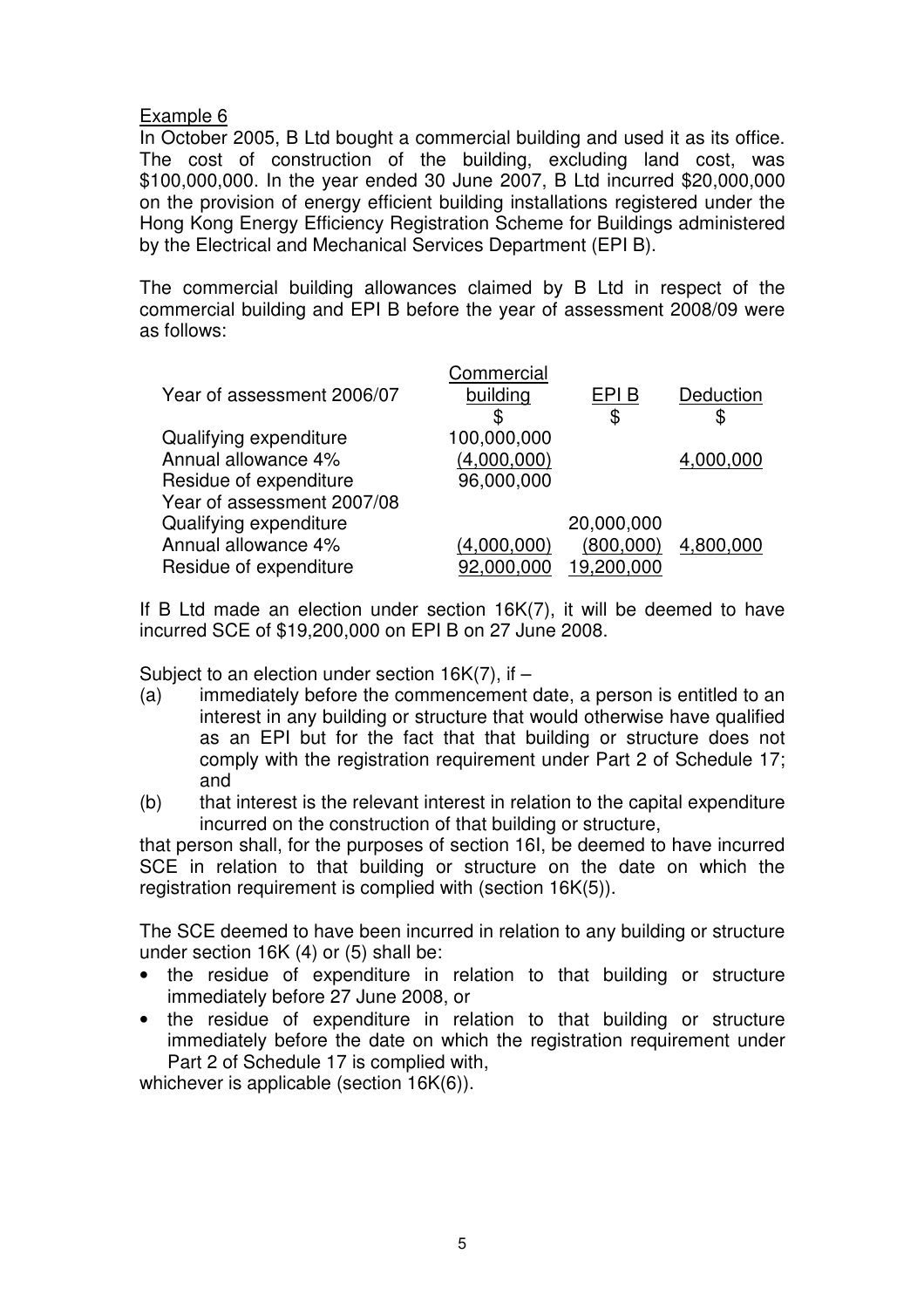Example 6

In October 2005, B Ltd bought a commercial building and used it as its office. The cost of construction of the building, excluding land cost, was \$100,000,000. In the year ended 30 June 2007, B Ltd incurred \$20,000,000 on the provision of energy efficient building installations registered under the Hong Kong Energy Efficiency Registration Scheme for Buildings administered by the Electrical and Mechanical Services Department (EPI B).

The commercial building allowances claimed by B Ltd in respect of the commercial building and EPI B before the year of assessment 2008/09 were as follows:

| | Commercial building | EPI B | Deduction |
|---|---|---|---|
| | \$ | \$ | \$ |
| Year of assessment 2006/07 | | | |
| Qualifying expenditure | 100,000,000 | | |
| Annual allowance 4% | (4,000,000) | | 4,000,000 |
| Residue of expenditure | 96,000,000 | | |
| Year of assessment 2007/08 | | | |
| Qualifying expenditure | | 20,000,000 | |
| Annual allowance 4% | (4,000,000) | (800,000) | 4,800,000 |
| Residue of expenditure | 92,000,000 | 19,200,000 | |

If B Ltd made an election under section 16K(7), it will be deemed to have incurred SCE of \$19,200,000 on EPI B on 27 June 2008.

Subject to an election under section 16K(7), if –

(a) immediately before the commencement date, a person is entitled to an interest in any building or structure that would otherwise have qualified as an EPI but for the fact that that building or structure does not comply with the registration requirement under Part 2 of Schedule 17; and

(b) that interest is the relevant interest in relation to the capital expenditure incurred on the construction of that building or structure,

that person shall, for the purposes of section 16I, be deemed to have incurred SCE in relation to that building or structure on the date on which the registration requirement is complied with (section 16K(5)).

The SCE deemed to have been incurred in relation to any building or structure under section 16K (4) or (5) shall be:

- the residue of expenditure in relation to that building or structure immediately before 27 June 2008, or
- the residue of expenditure in relation to that building or structure immediately before the date on which the registration requirement under Part 2 of Schedule 17 is complied with,

whichever is applicable (section 16K(6)).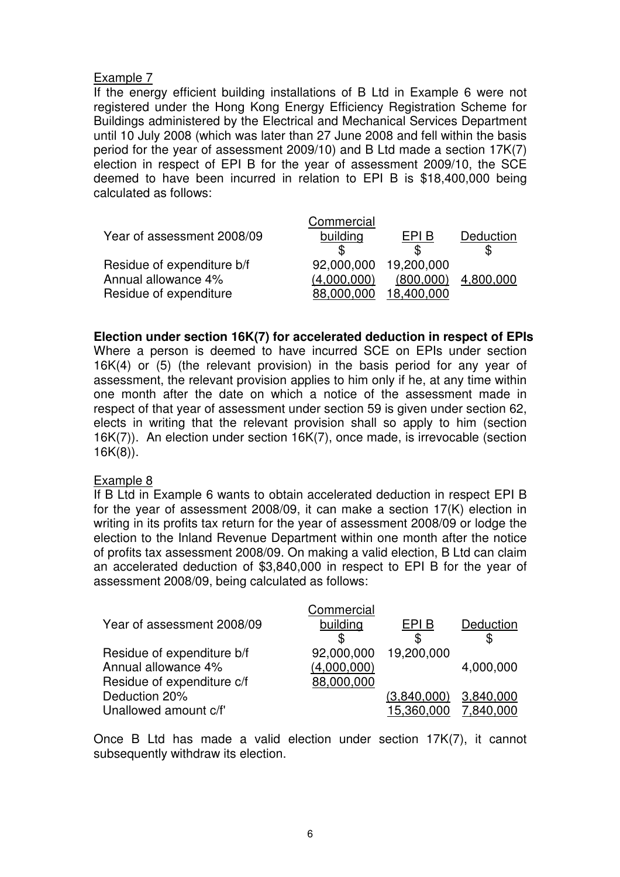Example 7

If the energy efficient building installations of B Ltd in Example 6 were not registered under the Hong Kong Energy Efficiency Registration Scheme for Buildings administered by the Electrical and Mechanical Services Department until 10 July 2008 (which was later than 27 June 2008 and fell within the basis period for the year of assessment 2009/10) and B Ltd made a section 17K(7) election in respect of EPI B for the year of assessment 2009/10, the SCE deemed to have been incurred in relation to EPI B is $18,400,000 being calculated as follows:

| Year of assessment 2008/09 | Commercial building<br>$ | EPI B<br>$ | Deduction<br>$ |
|---|---|---|---|
| Residue of expenditure b/f | 92,000,000 | 19,200,000 | |
| Annual allowance 4% | (4,000,000) | (800,000) | 4,800,000 |
| Residue of expenditure | 88,000,000 | 18,400,000 | |

**Election under section 16K(7) for accelerated deduction in respect of EPIs**

Where a person is deemed to have incurred SCE on EPIs under section 16K(4) or (5) (the relevant provision) in the basis period for any year of assessment, the relevant provision applies to him only if he, at any time within one month after the date on which a notice of the assessment made in respect of that year of assessment under section 59 is given under section 62, elects in writing that the relevant provision shall so apply to him (section 16K(7)). An election under section 16K(7), once made, is irrevocable (section 16K(8)).

Example 8

If B Ltd in Example 6 wants to obtain accelerated deduction in respect EPI B for the year of assessment 2008/09, it can make a section 17(K) election in writing in its profits tax return for the year of assessment 2008/09 or lodge the election to the Inland Revenue Department within one month after the notice of profits tax assessment 2008/09. On making a valid election, B Ltd can claim an accelerated deduction of $3,840,000 in respect to EPI B for the year of assessment 2008/09, being calculated as follows:

| Year of assessment 2008/09 | Commercial building<br>$ | EPI B<br>$ | Deduction<br>$ |
|---|---|---|---|
| Residue of expenditure b/f | 92,000,000 | 19,200,000 | |
| Annual allowance 4% | (4,000,000) | | 4,000,000 |
| Residue of expenditure c/f | 88,000,000 | | |
| Deduction 20% | | (3,840,000) | 3,840,000 |
| Unallowed amount c/f' | | 15,360,000 | 7,840,000 |

Once B Ltd has made a valid election under section 17K(7), it cannot subsequently withdraw its election.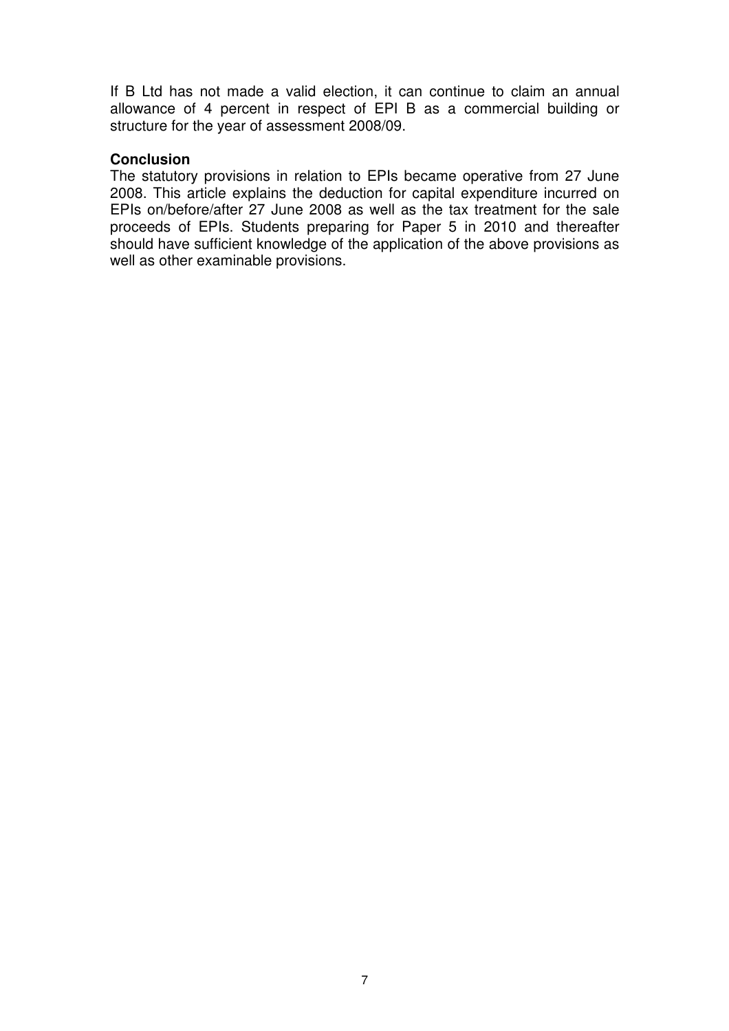If B Ltd has not made a valid election, it can continue to claim an annual allowance of 4 percent in respect of EPI B as a commercial building or structure for the year of assessment 2008/09.

**Conclusion**

The statutory provisions in relation to EPIs became operative from 27 June 2008. This article explains the deduction for capital expenditure incurred on EPIs on/before/after 27 June 2008 as well as the tax treatment for the sale proceeds of EPIs. Students preparing for Paper 5 in 2010 and thereafter should have sufficient knowledge of the application of the above provisions as well as other examinable provisions.